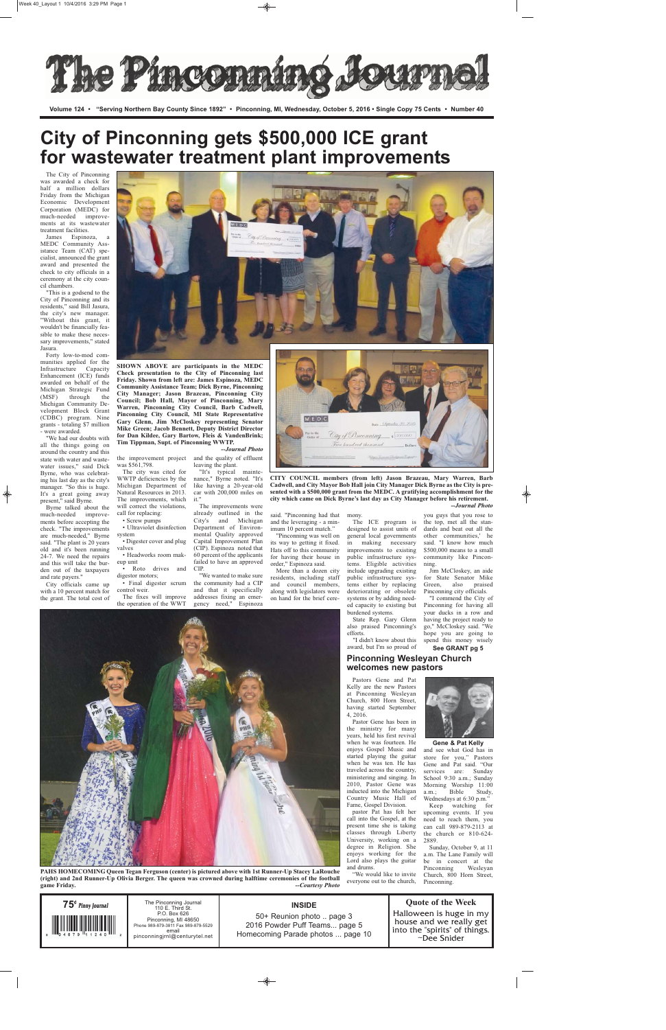# The Pinconning Journal

Volume 124 • "Serving Northern Bay County Since 1892" • Pinconning, MI, Wednesday, October 5, 2016 • Single Copy 75 Cents • Number 40

# City of Pinconning gets $500,000 ICE grant for wastewater treatment plant improvements

The City of Pinconning was awarded a check for half a million dollars Friday from the Michigan Economic Development Corporation (MEDC) for much-needed improvements at its wastewater treatment facilities.

James Espinoza, a MEDC Community Assistance Team (CAT) specialist, announced the grant award and presented the check to city officials in a ceremony at the city council chambers.

"This is a godsend to the City of Pinconning and its residents," said Bill Jasura, the city's new manager. "Without this grant, it wouldn't be financially feasible to make these necessary improvements," stated Jasura.

Forty low-to-mod communities applied for the Infrastructure Capacity Enhancement (ICE) funds awarded on behalf of the Michigan Strategic Fund (MSF) through the Michigan Community Development Block Grant (CDBC) program. Nine grants - totaling $7 million - were awarded.

"We had our doubts with all the things going on around the country and this state with water and wastewater issues," said Dick Byrne, who was celebrating his last day as the city's manager. "So this is huge. It's a great going away present," said Byrne.

Byrne talked about the much-needed improvements before accepting the check. "The improvements are much-needed," Byrne said. "The plant is 20 years old and it's been running 24-7. We need the repairs and this will take the burden out of the taxpayers and rate payers."

City officials came up with a 10 percent match for the grant. The total cost of the improvement project was $561,798.

The city was cited for WWTP deficiencies by the Michigan Department of Natural Resources in 2013. The improvements, which will correct the violations, call for replacing:

- Screw pumps
- Ultraviolet disinfection system
- Digester cover and plug valves
- Headworks room makeup unit
- Roto drives and digestor motors;
- Final digester scrum control weir.

The fixes will improve the operation of the WWT and the quality of effluent leaving the plant.

"It's typical maintenance," Byrne noted. "It's like having a 20-year-old car with 200,000 miles on it."

The improvements were already outlined in the City's and Michigan Department of Environmental Quality approved Capital Improvement Plan (CIP). Espinoza noted that 60 percent of the applicants failed to have an approved CIP.

"We wanted to make sure the community had a CIP and that it specifically addresses fixing an emergency need," Espinoza said. "Pinconning had that and the leveraging - a minimum 10 percent match."

"Pinconning was well on its way to getting it fixed. Hats off to this community for having their house in order," Espinoza said.

More than a dozen city residents, including staff and council members, along with legislators were on hand for the brief ceremony.

The ICE program is designed to assist units of general local governments in making necessary improvements to existing public infrastructure systems. Eligible activities include upgrading existing public infrastructure systems either by replacing deteriorating or obsolete systems or by adding needed capacity to existing but burdened systems.

State Rep. Gary Glenn also praised Pinconning's efforts.

"I didn't know about this award, but I'm so proud of you guys that you rose to the top, met all the standards and beat out all the other communities," he said. "I know how much $500,000 means to a small community like Pinconning.

Jim McCloskey, an aide for State Senator Mike Green, also praised Pinconning city officials.

"I commend the City of Pinconning for having all your ducks in a row and having the project ready to go," McCloskey said. "We hope you are going to spend this money wisely

**See GRANT pg 5**

**SHOWN ABOVE are participants in the MEDC Check presentation to the City of Pinconning last Friday. Shown from left are: James Espinoza, MEDC Community Assistance Team; Dick Byrne, Pinconning City Manager; Jason Brazeau, Pinconning City Council; Bob Hall, Mayor of Pinconning, Mary Warren, Pinconning City Council, Barb Cadwell, Pinconning City Council, MI State Representative Gary Glenn, Jim McCloskey representing Senator Mike Green; Jacob Bennett, Deputy District Director for Dan Kildee, Gary Bartow, Fleis & VandenBrink; Tim Tippman, Supt. of Pinconning WWTP.**
***--Journal Photo***

**CITY COUNCIL members (from left) Jason Brazeau, Mary Warren, Barb Cadwell, and City Mayor Bob Hall join City Manager Dick Byrne as the City is presented with a $500,000 grant from the MEDC. A gratifying accomplishment for the city which came on Dick Byrne's last day as City Manager before his retirement.**
***--Journal Photo***

**PAHS HOMECOMING Queen Tegan Ferguson (center) is pictured above with 1st Runner-Up Stacey LaRouche (right) and 2nd Runner-Up Olivia Berger. The queen was crowned during halftime ceremonies of the football game Friday.**
***--Courtesy Photo***

## Pinconning Wesleyan Church welcomes new pastors

Pastors Gene and Pat Kelly are the new Pastors at Pinconning Wesleyan Church, 800 Horn Street, having started September 4, 2016.

Pastor Gene has been in the ministry for many years, held his first revival when he was fourteen. He enjoys Gospel Music and started playing the guitar when he was ten. He has traveled across the country, ministering and singing. In 2010, Pastor Gene was inducted into the Michigan Country Music Hall of Fame, Gospel Division.

pastor Pat has felt her call into the Gospel, at the present time she is taking classes through Liberty University, working on a degree in Religion. She enjoys working for the Lord also plays the guitar and drums.

"We would like to invite everyone out to the church, and see what God has in store for you," Pastors Gene and Pat said. "Our services are: Sunday School 9:30 a.m.; Sunday Morning Worship 11:00 a.m.; Bible Study, Wednesdays at 6:30 p.m."

Keep watching for upcoming events. If you need to reach them, you can call 989-879-2113 at the church or 810-624-2889.

Sunday, October 9, at 11 a.m. The Lane Family will be in concert at the Pinconning Wesleyan Church, 800 Horn Street, Pinconning.

**Gene & Pat Kelly**

75¢ Pinny Journal

The Pinconning Journal
110 E. Third St.
P.O. Box 626
Pinconning, MI 48650
Phone 989-879-3811 Fax 989-879-5529
email
pinconningjrnl@centurytel.net

**INSIDE**

50+ Reunion photo .. page 3
2016 Powder Puff Teams... page 5
Homecoming Parade photos ... page 10

**Quote of the Week**

Halloween is huge in my house and we really get into the "spirits" of things.
~Dee Snider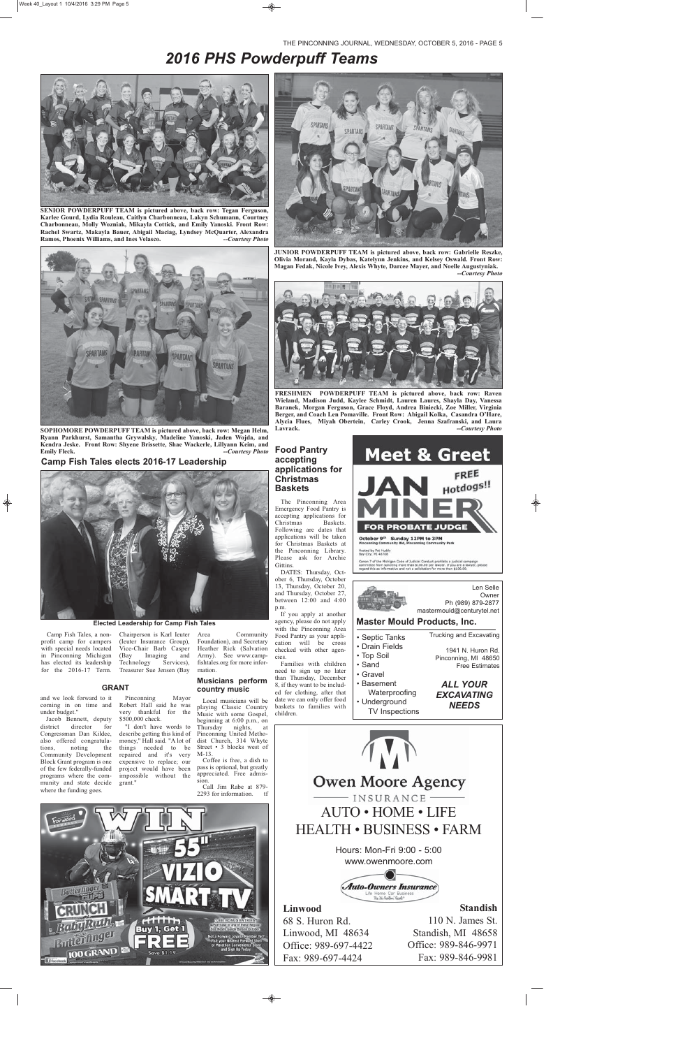# 2016 PHS Powderpuff Teams

**SENIOR POWDERPUFF TEAM is pictured above, back row: Tegan Ferguson, Karlee Gourd, Lydia Rouleau, Caitlyn Charbonneau, Lakyn Schumann, Courtney Charbonneau, Molly Wozniak, Mikayla Cottick, and Emily Yanoski. Front Row: Rachel Swartz, Makayla Bauer, Abigail Maciag, Lyndsey McQuarter, Alexandra Ramos, Phoenix Williams, and Ines Velasco.** *--Courtesy Photo*

**JUNIOR POWDERPUFF TEAM is pictured above, back row: Gabrielle Reszke, Olivia Morand, Kayla Dybas, Katelynn Jenkins, and Kelsey Oswald. Front Row: Magan Fedak, Nicole Ivey, Alexis Whyte, Darcee Mayer, and Noelle Augustyniak.** *--Courtesy Photo*

**SOPHOMORE POWDERPUFF TEAM is pictured above, back row: Megan Helm, Ryann Parkhurst, Samantha Grywalsky, Madeline Yanoski, Jaden Wojda, and Kendra Jeske. Front Row: Shyene Brissette, Shae Wackerle, Lillyann Keim, and Emily Fleck.** *--Courtesy Photo*

**FRESHMEN POWDERPUFF TEAM is pictured above, back row: Raven Wieland, Madison Judd, Kaylee Schmidt, Lauren Laures, Shayla Day, Vanessa Baranek, Morgan Ferguson, Grace Floyd, Andrea Biniecki, Zoe Miller, Virginia Berger, and Coach Len Pomaville. Front Row: Abigail Kolka, Casandra O'Hare, Alycia Flues, Miyah Obertein, Carley Crook, Jenna Szafranski, and Laura Lavrack.** *--Courtesy Photo*

## Camp Fish Tales elects 2016-17 Leadership

**Elected Leadership for Camp Fish Tales**

Camp Fish Tales, a non-profit camp for campers with special needs located in Pinconning Michigan has elected its leadership for the 2016-17 Term. Chairperson is Karl Ieuter (Ieuter Insurance Group), Vice-Chair Barb Casper (Bay Imaging and Technology Services), Treasurer Sue Jensen (Bay Area Community Foundation), and Secretary Heather Rick (Salvation Army). See www.campfishtales.org for more information.

### GRANT

and we look forward to it coming in on time and under budget."

Jacob Bennett, deputy district director for Congressman Dan Kildee, also offered congratulations, noting the Community Development Block Grant program is one of the few federally-funded programs where the community and state decide where the funding goes.

Pinconning Mayor Robert Hall said he was very thankful for the $500,000 check.

"I don't have words to describe getting this kind of money," Hall said. "A lot of things needed to be repaired and it's very expensive to replace; our project would have been impossible without the grant."

### Musicians perform country music

Local musicians will be playing Classic Country Music with some Gospel, beginning at 6:00 p.m., on Thursday nights, at Pinconning United Methodist Church, 314 Whyte Street • 3 blocks west of M-13.

Coffee is free, a dish to pass is optional, but greatly appreciated. Free admission.

Call Jim Rabe at 879-2293 for information. tf

## Food Pantry accepting applications for Christmas Baskets

The Pinconning Area Emergency Food Pantry is accepting applications for Christmas Baskets. Following are dates that applications will be taken for Christmas Baskets at the Pinconning Library. Please ask for Archie Gittins.

DATES: Thursday, October 6, Thursday, October 13, Thursday, October 20, and Thursday, October 27, between 12:00 and 4:00 p.m.

If you apply at another agency, please do not apply with the Pinconning Area Food Pantry as your application will be cross checked with other agencies.

Families with children need to sign up no later than Thursday, December 8, if they want to be included for clothing, after that date we can only offer food baskets to families with children.

**Meet & Greet**

FREE Hotdogs!!

JAN MINER FOR PROBATE JUDGE

October 9th Sunday 12PM to 3PM
Pinconning Community Bld, Pinconning Community Park

Hosted by Pat Hudak
Bay City, MI 48706

Canon 7 of the Michigan Code of Judicial Conduct prohibits a judicial campaign committee from soliciting more than $100.00 per lawyer. If you are a lawyer, please regard this as informative and not a solicitation for more than $100.00.

Len Selle
Owner
Ph (989) 879-2877
mastermould@centurytel.net

**Master Mould Products, Inc.**

- Septic Tanks
- Drain Fields
- Top Soil
- Sand
- Gravel
- Basement Waterproofing
- Underground TV Inspections

Trucking and Excavating

1941 N. Huron Rd.
Pinconning, MI 48650
Free Estimates

***ALL YOUR EXCAVATING NEEDS***

WIN 55" VIZIO SMART TV

Buy 1, Get 1 FREE
Save $1.19

Butterfinger CUPS, CRUNCH, BabyRuth, Butterfinger, 100 GRAND

Not a Forward Loyalty Member Yet? Visit your Nearest Forward Shell or Marathon Convenience Store and Sign Up Today.

**Owen Moore Agency**

INSURANCE

AUTO • HOME • LIFE
HEALTH • BUSINESS • FARM

Hours: Mon-Fri 9:00 - 5:00
www.owenmoore.com

Auto-Owners Insurance
Life Home Car Business

**Linwood**
68 S. Huron Rd.
Linwood, MI 48634
Office: 989-697-4422
Fax: 989-697-4424

**Standish**
110 N. James St.
Standish, MI 48658
Office: 989-846-9971
Fax: 989-846-9981